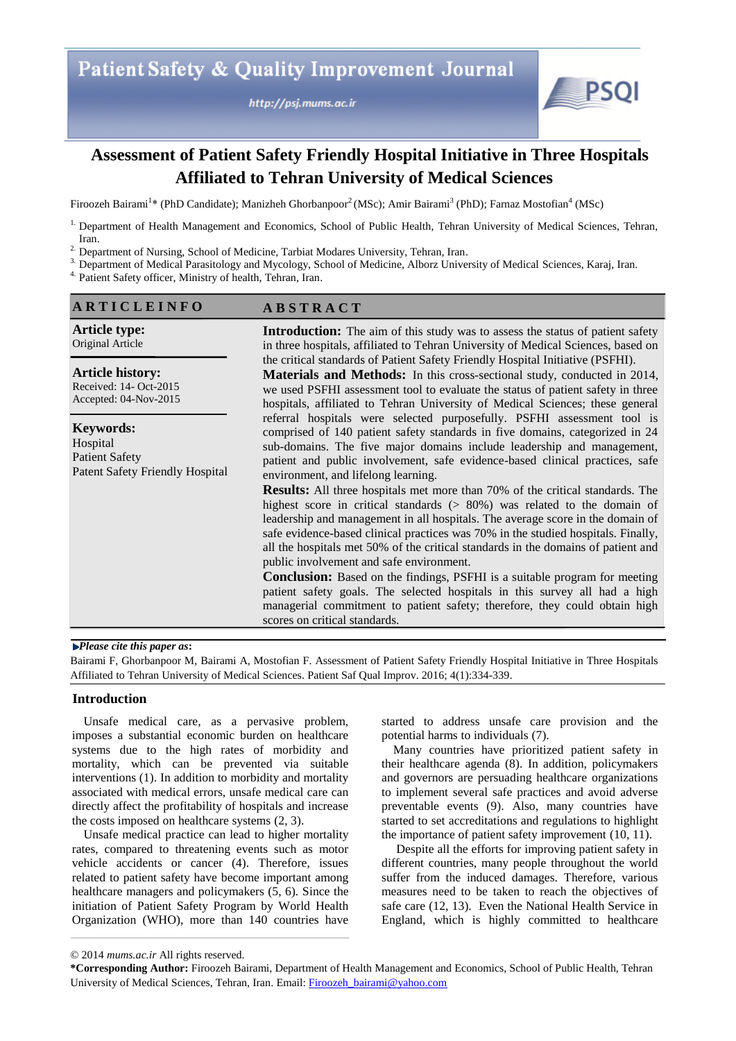# Assessment of Patient Safety Friendly Hospital Initiative in Three Hospitals Affiliated to Tehran University of Medical Sciences

Firoozeh Bairami[1]* (PhD Candidate); Manizheh Ghorbanpoor[2] (MSc); Amir Bairami[3] (PhD); Farnaz Mostofian[4] (MSc)

[1] Department of Health Management and Economics, School of Public Health, Tehran University of Medical Sciences, Tehran, Iran.
[2] Department of Nursing, School of Medicine, Tarbiat Modares University, Tehran, Iran.
[3] Department of Medical Parasitology and Mycology, School of Medicine, Alborz University of Medical Sciences, Karaj, Iran.
[4] Patient Safety officer, Ministry of health, Tehran, Iran.

## ARTICLE INFO

**Article type:**
Original Article

**Article history:**
Received: 14- Oct-2015
Accepted: 04-Nov-2015

**Keywords:**
Hospital
Patient Safety
Patent Safety Friendly Hospital

## ABSTRACT

**Introduction:** The aim of this study was to assess the status of patient safety in three hospitals, affiliated to Tehran University of Medical Sciences, based on the critical standards of Patient Safety Friendly Hospital Initiative (PSFHI).

**Materials and Methods:** In this cross-sectional study, conducted in 2014, we used PSFHI assessment tool to evaluate the status of patient safety in three hospitals, affiliated to Tehran University of Medical Sciences; these general referral hospitals were selected purposefully. PSFHI assessment tool is comprised of 140 patient safety standards in five domains, categorized in 24 sub-domains. The five major domains include leadership and management, patient and public involvement, safe evidence-based clinical practices, safe environment, and lifelong learning.

**Results:** All three hospitals met more than 70% of the critical standards. The highest score in critical standards (> 80%) was related to the domain of leadership and management in all hospitals. The average score in the domain of safe evidence-based clinical practices was 70% in the studied hospitals. Finally, all the hospitals met 50% of the critical standards in the domains of patient and public involvement and safe environment.

**Conclusion:** Based on the findings, PSFHI is a suitable program for meeting patient safety goals. The selected hospitals in this survey all had a high managerial commitment to patient safety; therefore, they could obtain high scores on critical standards.

***Please cite this paper as*:**
Bairami F, Ghorbanpoor M, Bairami A, Mostofian F. Assessment of Patient Safety Friendly Hospital Initiative in Three Hospitals Affiliated to Tehran University of Medical Sciences. Patient Saf Qual Improv. 2016; 4(1):334-339.

## Introduction

Unsafe medical care, as a pervasive problem, imposes a substantial economic burden on healthcare systems due to the high rates of morbidity and mortality, which can be prevented via suitable interventions (1). In addition to morbidity and mortality associated with medical errors, unsafe medical care can directly affect the profitability of hospitals and increase the costs imposed on healthcare systems (2, 3).

Unsafe medical practice can lead to higher mortality rates, compared to threatening events such as motor vehicle accidents or cancer (4). Therefore, issues related to patient safety have become important among healthcare managers and policymakers (5, 6). Since the initiation of Patient Safety Program by World Health Organization (WHO), more than 140 countries have started to address unsafe care provision and the potential harms to individuals (7).

Many countries have prioritized patient safety in their healthcare agenda (8). In addition, policymakers and governors are persuading healthcare organizations to implement several safe practices and avoid adverse preventable events (9). Also, many countries have started to set accreditations and regulations to highlight the importance of patient safety improvement (10, 11).

Despite all the efforts for improving patient safety in different countries, many people throughout the world suffer from the induced damages. Therefore, various measures need to be taken to reach the objectives of safe care (12, 13). Even the National Health Service in England, which is highly committed to healthcare

© 2014 *mums.ac.ir* All rights reserved.

***Corresponding Author:** Firoozeh Bairami, Department of Health Management and Economics, School of Public Health, Tehran University of Medical Sciences, Tehran, Iran. Email: Firoozeh_bairami@yahoo.com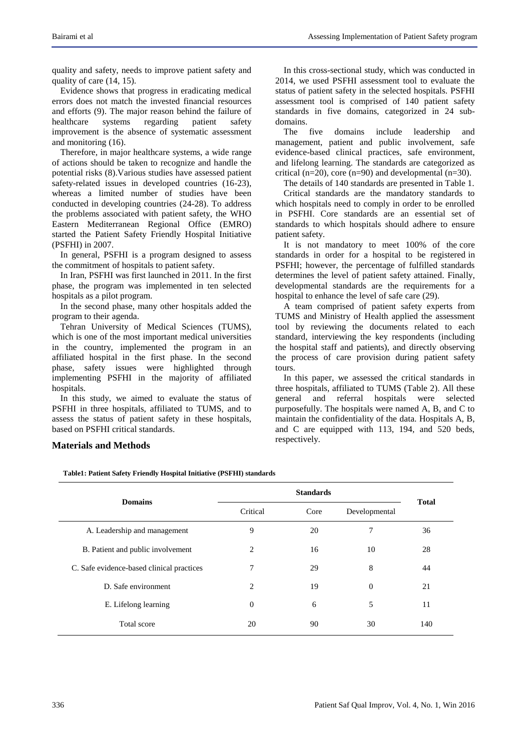quality and safety, needs to improve patient safety and quality of care (14, 15).

Evidence shows that progress in eradicating medical errors does not match the invested financial resources and efforts (9). The major reason behind the failure of healthcare systems regarding patient safety improvement is the absence of systematic assessment and monitoring (16).

Therefore, in major healthcare systems, a wide range of actions should be taken to recognize and handle the potential risks (8).Various studies have assessed patient safety-related issues in developed countries (16-23), whereas a limited number of studies have been conducted in developing countries (24-28). To address the problems associated with patient safety, the WHO Eastern Mediterranean Regional Office (EMRO) started the Patient Safety Friendly Hospital Initiative (PSFHI) in 2007.

In general, PSFHI is a program designed to assess the commitment of hospitals to patient safety.

In Iran, PSFHI was first launched in 2011. In the first phase, the program was implemented in ten selected hospitals as a pilot program.

In the second phase, many other hospitals added the program to their agenda.

Tehran University of Medical Sciences (TUMS), which is one of the most important medical universities in the country, implemented the program in an affiliated hospital in the first phase. In the second phase, safety issues were highlighted through implementing PSFHI in the majority of affiliated hospitals.

In this study, we aimed to evaluate the status of PSFHI in three hospitals, affiliated to TUMS, and to assess the status of patient safety in these hospitals, based on PSFHI critical standards.

## Materials and Methods

In this cross-sectional study, which was conducted in 2014, we used PSFHI assessment tool to evaluate the status of patient safety in the selected hospitals. PSFHI assessment tool is comprised of 140 patient safety standards in five domains, categorized in 24 sub-domains.

The five domains include leadership and management, patient and public involvement, safe evidence-based clinical practices, safe environment, and lifelong learning. The standards are categorized as critical (n=20), core (n=90) and developmental (n=30).

The details of 140 standards are presented in Table 1.

Critical standards are the mandatory standards to which hospitals need to comply in order to be enrolled in PSFHI. Core standards are an essential set of standards to which hospitals should adhere to ensure patient safety.

It is not mandatory to meet 100% of the core standards in order for a hospital to be registered in PSFHI; however, the percentage of fulfilled standards determines the level of patient safety attained. Finally, developmental standards are the requirements for a hospital to enhance the level of safe care (29).

A team comprised of patient safety experts from TUMS and Ministry of Health applied the assessment tool by reviewing the documents related to each standard, interviewing the key respondents (including the hospital staff and patients), and directly observing the process of care provision during patient safety tours.

In this paper, we assessed the critical standards in three hospitals, affiliated to TUMS (Table 2). All these general and referral hospitals were selected purposefully. The hospitals were named A, B, and C to maintain the confidentiality of the data. Hospitals A, B, and C are equipped with 113, 194, and 520 beds, respectively.

**Table1: Patient Safety Friendly Hospital Initiative (PSFHI) standards**

| Domains | Standards | | | Total |
|---|---|---|---|---|
| | Critical | Core | Developmental | |
| A. Leadership and management | 9 | 20 | 7 | 36 |
| B. Patient and public involvement | 2 | 16 | 10 | 28 |
| C. Safe evidence-based clinical practices | 7 | 29 | 8 | 44 |
| D. Safe environment | 2 | 19 | 0 | 21 |
| E. Lifelong learning | 0 | 6 | 5 | 11 |
| Total score | 20 | 90 | 30 | 140 |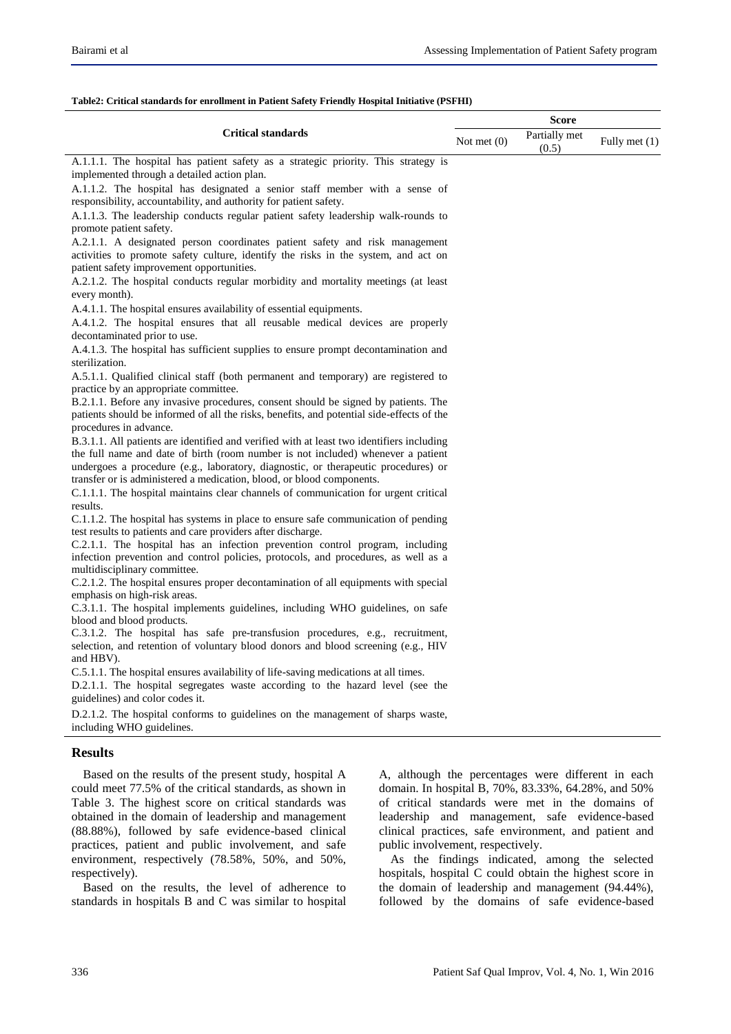**Table2: Critical standards for enrollment in Patient Safety Friendly Hospital Initiative (PSFHI)**

| Critical standards | Score | | |
|---|---|---|---|
| | Not met (0) | Partially met (0.5) | Fully met (1) |
| A.1.1.1. The hospital has patient safety as a strategic priority. This strategy is implemented through a detailed action plan. | | | |
| A.1.1.2. The hospital has designated a senior staff member with a sense of responsibility, accountability, and authority for patient safety. | | | |
| A.1.1.3. The leadership conducts regular patient safety leadership walk-rounds to promote patient safety. | | | |
| A.2.1.1. A designated person coordinates patient safety and risk management activities to promote safety culture, identify the risks in the system, and act on patient safety improvement opportunities. | | | |
| A.2.1.2. The hospital conducts regular morbidity and mortality meetings (at least every month). | | | |
| A.4.1.1. The hospital ensures availability of essential equipments. | | | |
| A.4.1.2. The hospital ensures that all reusable medical devices are properly decontaminated prior to use. | | | |
| A.4.1.3. The hospital has sufficient supplies to ensure prompt decontamination and sterilization. | | | |
| A.5.1.1. Qualified clinical staff (both permanent and temporary) are registered to practice by an appropriate committee. | | | |
| B.2.1.1. Before any invasive procedures, consent should be signed by patients. The patients should be informed of all the risks, benefits, and potential side-effects of the procedures in advance. | | | |
| B.3.1.1. All patients are identified and verified with at least two identifiers including the full name and date of birth (room number is not included) whenever a patient undergoes a procedure (e.g., laboratory, diagnostic, or therapeutic procedures) or transfer or is administered a medication, blood, or blood components. | | | |
| C.1.1.1. The hospital maintains clear channels of communication for urgent critical results. | | | |
| C.1.1.2. The hospital has systems in place to ensure safe communication of pending test results to patients and care providers after discharge. | | | |
| C.2.1.1. The hospital has an infection prevention control program, including infection prevention and control policies, protocols, and procedures, as well as a multidisciplinary committee. | | | |
| C.2.1.2. The hospital ensures proper decontamination of all equipments with special emphasis on high-risk areas. | | | |
| C.3.1.1. The hospital implements guidelines, including WHO guidelines, on safe blood and blood products. | | | |
| C.3.1.2. The hospital has safe pre-transfusion procedures, e.g., recruitment, selection, and retention of voluntary blood donors and blood screening (e.g., HIV and HBV). | | | |
| C.5.1.1. The hospital ensures availability of life-saving medications at all times. | | | |
| D.2.1.1. The hospital segregates waste according to the hazard level (see the guidelines) and color codes it. | | | |
| D.2.1.2. The hospital conforms to guidelines on the management of sharps waste, including WHO guidelines. | | | |

## Results

Based on the results of the present study, hospital A could meet 77.5% of the critical standards, as shown in Table 3. The highest score on critical standards was obtained in the domain of leadership and management (88.88%), followed by safe evidence-based clinical practices, patient and public involvement, and safe environment, respectively (78.58%, 50%, and 50%, respectively).

Based on the results, the level of adherence to standards in hospitals B and C was similar to hospital A, although the percentages were different in each domain. In hospital B, 70%, 83.33%, 64.28%, and 50% of critical standards were met in the domains of leadership and management, safe evidence-based clinical practices, safe environment, and patient and public involvement, respectively.

As the findings indicated, among the selected hospitals, hospital C could obtain the highest score in the domain of leadership and management (94.44%), followed by the domains of safe evidence-based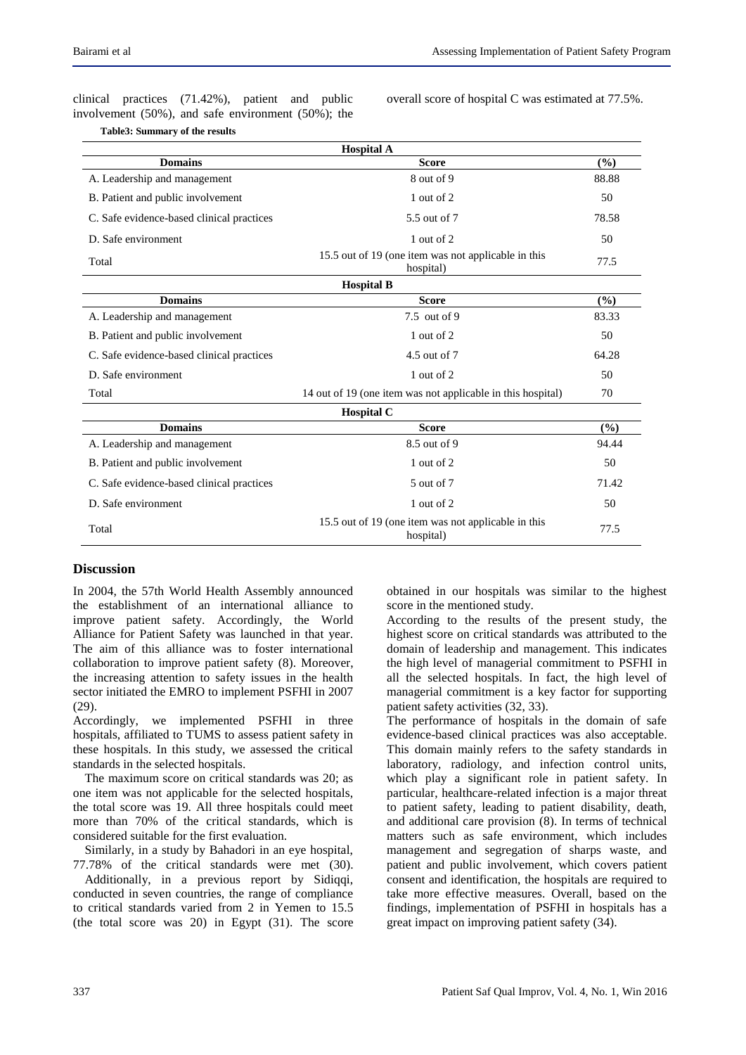clinical practices (71.42%), patient and public involvement (50%), and safe environment (50%); the overall score of hospital C was estimated at 77.5%.

**Table3: Summary of the results**

| Domains | Score | (%) |
|---|---|---|
| **Hospital A** | | |
| A. Leadership and management | 8 out of 9 | 88.88 |
| B. Patient and public involvement | 1 out of 2 | 50 |
| C. Safe evidence-based clinical practices | 5.5 out of 7 | 78.58 |
| D. Safe environment | 1 out of 2 | 50 |
| Total | 15.5 out of 19 (one item was not applicable in this hospital) | 77.5 |
| **Hospital B** | | |
| A. Leadership and management | 7.5 out of 9 | 83.33 |
| B. Patient and public involvement | 1 out of 2 | 50 |
| C. Safe evidence-based clinical practices | 4.5 out of 7 | 64.28 |
| D. Safe environment | 1 out of 2 | 50 |
| Total | 14 out of 19 (one item was not applicable in this hospital) | 70 |
| **Hospital C** | | |
| A. Leadership and management | 8.5 out of 9 | 94.44 |
| B. Patient and public involvement | 1 out of 2 | 50 |
| C. Safe evidence-based clinical practices | 5 out of 7 | 71.42 |
| D. Safe environment | 1 out of 2 | 50 |
| Total | 15.5 out of 19 (one item was not applicable in this hospital) | 77.5 |

## Discussion

In 2004, the 57th World Health Assembly announced the establishment of an international alliance to improve patient safety. Accordingly, the World Alliance for Patient Safety was launched in that year. The aim of this alliance was to foster international collaboration to improve patient safety (8). Moreover, the increasing attention to safety issues in the health sector initiated the EMRO to implement PSFHI in 2007 (29).

Accordingly, we implemented PSFHI in three hospitals, affiliated to TUMS to assess patient safety in these hospitals. In this study, we assessed the critical standards in the selected hospitals.

The maximum score on critical standards was 20; as one item was not applicable for the selected hospitals, the total score was 19. All three hospitals could meet more than 70% of the critical standards, which is considered suitable for the first evaluation.

Similarly, in a study by Bahadori in an eye hospital, 77.78% of the critical standards were met (30).

Additionally, in a previous report by Sidiqqi, conducted in seven countries, the range of compliance to critical standards varied from 2 in Yemen to 15.5 (the total score was 20) in Egypt (31). The score obtained in our hospitals was similar to the highest score in the mentioned study.

According to the results of the present study, the highest score on critical standards was attributed to the domain of leadership and management. This indicates the high level of managerial commitment to PSFHI in all the selected hospitals. In fact, the high level of managerial commitment is a key factor for supporting patient safety activities (32, 33).

The performance of hospitals in the domain of safe evidence-based clinical practices was also acceptable. This domain mainly refers to the safety standards in laboratory, radiology, and infection control units, which play a significant role in patient safety. In particular, healthcare-related infection is a major threat to patient safety, leading to patient disability, death, and additional care provision (8). In terms of technical matters such as safe environment, which includes management and segregation of sharps waste, and patient and public involvement, which covers patient consent and identification, the hospitals are required to take more effective measures. Overall, based on the findings, implementation of PSFHI in hospitals has a great impact on improving patient safety (34).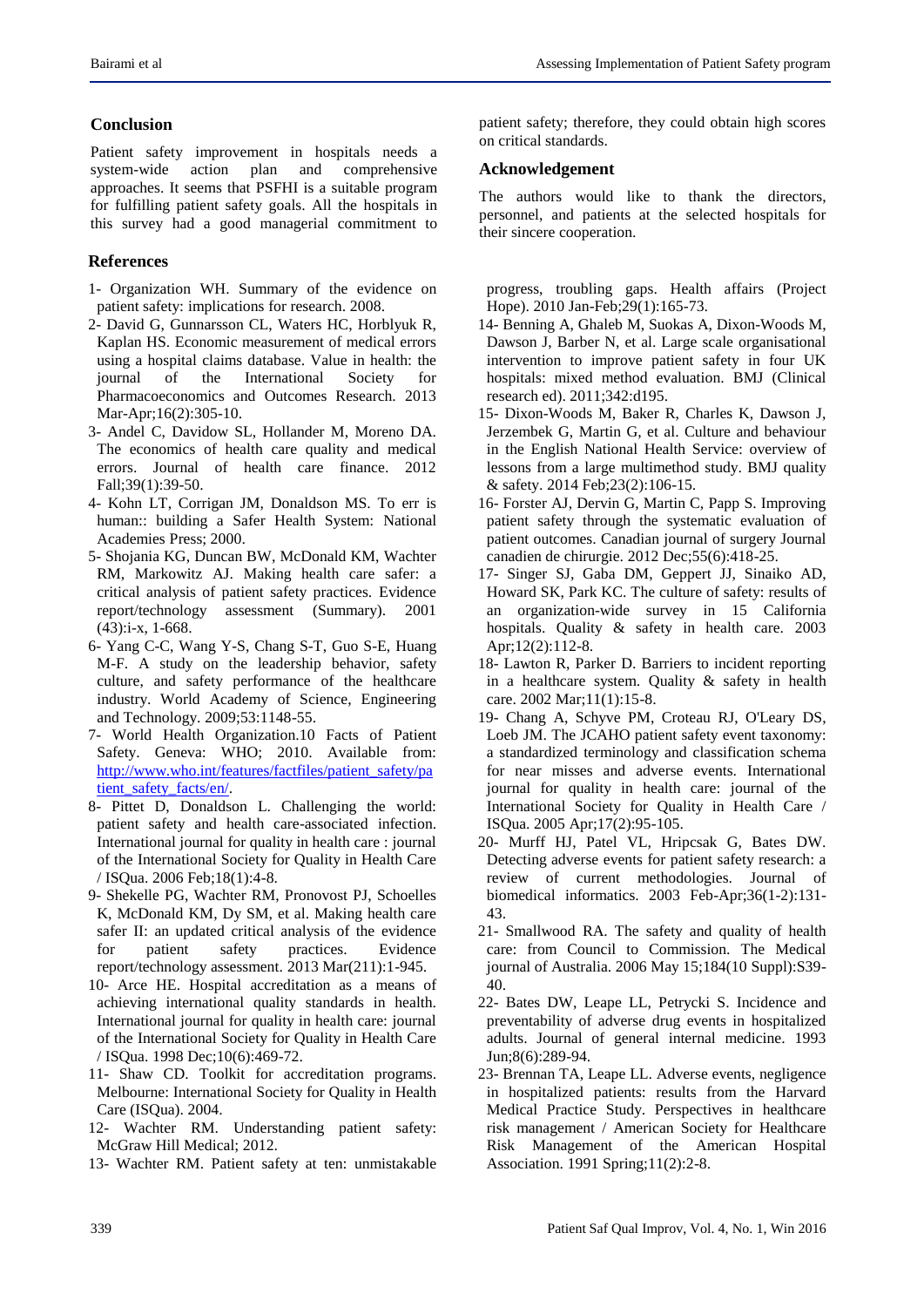## Conclusion

Patient safety improvement in hospitals needs a system-wide action plan and comprehensive approaches. It seems that PSFHI is a suitable program for fulfilling patient safety goals. All the hospitals in this survey had a good managerial commitment to patient safety; therefore, they could obtain high scores on critical standards.

## Acknowledgement

The authors would like to thank the directors, personnel, and patients at the selected hospitals for their sincere cooperation.

## References

1- Organization WH. Summary of the evidence on patient safety: implications for research. 2008.

2- David G, Gunnarsson CL, Waters HC, Horblyuk R, Kaplan HS. Economic measurement of medical errors using a hospital claims database. Value in health: the journal of the International Society for Pharmacoeconomics and Outcomes Research. 2013 Mar-Apr;16(2):305-10.

3- Andel C, Davidow SL, Hollander M, Moreno DA. The economics of health care quality and medical errors. Journal of health care finance. 2012 Fall;39(1):39-50.

4- Kohn LT, Corrigan JM, Donaldson MS. To err is human:: building a Safer Health System: National Academies Press; 2000.

5- Shojania KG, Duncan BW, McDonald KM, Wachter RM, Markowitz AJ. Making health care safer: a critical analysis of patient safety practices. Evidence report/technology assessment (Summary). 2001 (43):i-x, 1-668.

6- Yang C-C, Wang Y-S, Chang S-T, Guo S-E, Huang M-F. A study on the leadership behavior, safety culture, and safety performance of the healthcare industry. World Academy of Science, Engineering and Technology. 2009;53:1148-55.

7- World Health Organization.10 Facts of Patient Safety. Geneva: WHO; 2010. Available from: http://www.who.int/features/factfiles/patient_safety/patient_safety_facts/en/.

8- Pittet D, Donaldson L. Challenging the world: patient safety and health care-associated infection. International journal for quality in health care : journal of the International Society for Quality in Health Care / ISQua. 2006 Feb;18(1):4-8.

9- Shekelle PG, Wachter RM, Pronovost PJ, Schoelles K, McDonald KM, Dy SM, et al. Making health care safer II: an updated critical analysis of the evidence for patient safety practices. Evidence report/technology assessment. 2013 Mar(211):1-945.

10- Arce HE. Hospital accreditation as a means of achieving international quality standards in health. International journal for quality in health care: journal of the International Society for Quality in Health Care / ISQua. 1998 Dec;10(6):469-72.

11- Shaw CD. Toolkit for accreditation programs. Melbourne: International Society for Quality in Health Care (ISQua). 2004.

12- Wachter RM. Understanding patient safety: McGraw Hill Medical; 2012.

13- Wachter RM. Patient safety at ten: unmistakable progress, troubling gaps. Health affairs (Project Hope). 2010 Jan-Feb;29(1):165-73.

14- Benning A, Ghaleb M, Suokas A, Dixon-Woods M, Dawson J, Barber N, et al. Large scale organisational intervention to improve patient safety in four UK hospitals: mixed method evaluation. BMJ (Clinical research ed). 2011;342:d195.

15- Dixon-Woods M, Baker R, Charles K, Dawson J, Jerzembek G, Martin G, et al. Culture and behaviour in the English National Health Service: overview of lessons from a large multimethod study. BMJ quality & safety. 2014 Feb;23(2):106-15.

16- Forster AJ, Dervin G, Martin C, Papp S. Improving patient safety through the systematic evaluation of patient outcomes. Canadian journal of surgery Journal canadien de chirurgie. 2012 Dec;55(6):418-25.

17- Singer SJ, Gaba DM, Geppert JJ, Sinaiko AD, Howard SK, Park KC. The culture of safety: results of an organization-wide survey in 15 California hospitals. Quality & safety in health care. 2003 Apr;12(2):112-8.

18- Lawton R, Parker D. Barriers to incident reporting in a healthcare system. Quality & safety in health care. 2002 Mar;11(1):15-8.

19- Chang A, Schyve PM, Croteau RJ, O'Leary DS, Loeb JM. The JCAHO patient safety event taxonomy: a standardized terminology and classification schema for near misses and adverse events. International journal for quality in health care: journal of the International Society for Quality in Health Care / ISQua. 2005 Apr;17(2):95-105.

20- Murff HJ, Patel VL, Hripcsak G, Bates DW. Detecting adverse events for patient safety research: a review of current methodologies. Journal of biomedical informatics. 2003 Feb-Apr;36(1-2):131-43.

21- Smallwood RA. The safety and quality of health care: from Council to Commission. The Medical journal of Australia. 2006 May 15;184(10 Suppl):S39-40.

22- Bates DW, Leape LL, Petrycki S. Incidence and preventability of adverse drug events in hospitalized adults. Journal of general internal medicine. 1993 Jun;8(6):289-94.

23- Brennan TA, Leape LL. Adverse events, negligence in hospitalized patients: results from the Harvard Medical Practice Study. Perspectives in healthcare risk management / American Society for Healthcare Risk Management of the American Hospital Association. 1991 Spring;11(2):2-8.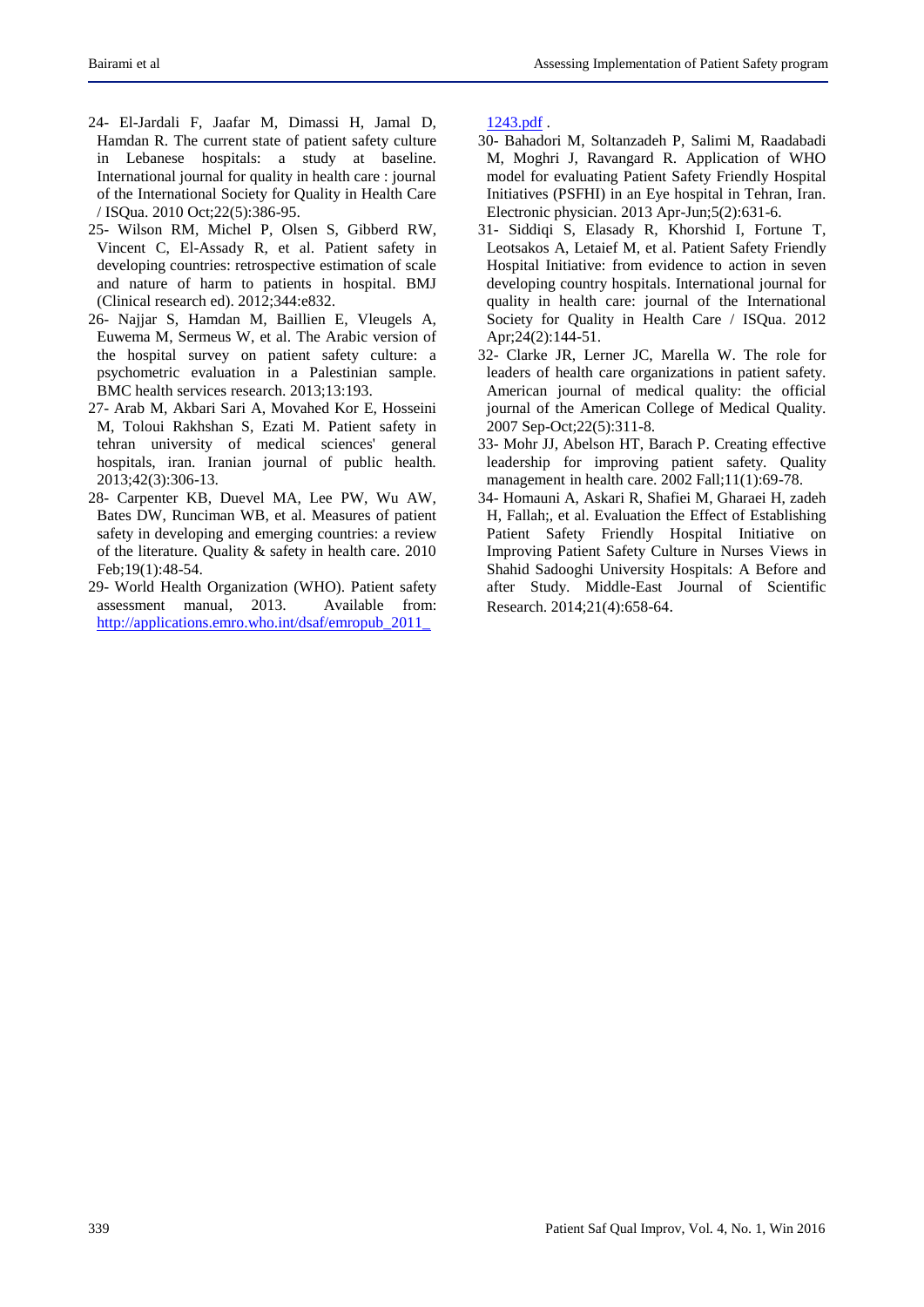24- El-Jardali F, Jaafar M, Dimassi H, Jamal D, Hamdan R. The current state of patient safety culture in Lebanese hospitals: a study at baseline. International journal for quality in health care : journal of the International Society for Quality in Health Care / ISQua. 2010 Oct;22(5):386-95.

25- Wilson RM, Michel P, Olsen S, Gibberd RW, Vincent C, El-Assady R, et al. Patient safety in developing countries: retrospective estimation of scale and nature of harm to patients in hospital. BMJ (Clinical research ed). 2012;344:e832.

26- Najjar S, Hamdan M, Baillien E, Vleugels A, Euwema M, Sermeus W, et al. The Arabic version of the hospital survey on patient safety culture: a psychometric evaluation in a Palestinian sample. BMC health services research. 2013;13:193.

27- Arab M, Akbari Sari A, Movahed Kor E, Hosseini M, Toloui Rakhshan S, Ezati M. Patient safety in tehran university of medical sciences' general hospitals, iran. Iranian journal of public health. 2013;42(3):306-13.

28- Carpenter KB, Duevel MA, Lee PW, Wu AW, Bates DW, Runciman WB, et al. Measures of patient safety in developing and emerging countries: a review of the literature. Quality & safety in health care. 2010 Feb;19(1):48-54.

29- World Health Organization (WHO). Patient safety assessment manual, 2013. Available from: http://applications.emro.who.int/dsaf/emropub_2011_1243.pdf .

30- Bahadori M, Soltanzadeh P, Salimi M, Raadabadi M, Moghri J, Ravangard R. Application of WHO model for evaluating Patient Safety Friendly Hospital Initiatives (PSFHI) in an Eye hospital in Tehran, Iran. Electronic physician. 2013 Apr-Jun;5(2):631-6.

31- Siddiqi S, Elasady R, Khorshid I, Fortune T, Leotsakos A, Letaief M, et al. Patient Safety Friendly Hospital Initiative: from evidence to action in seven developing country hospitals. International journal for quality in health care: journal of the International Society for Quality in Health Care / ISQua. 2012 Apr;24(2):144-51.

32- Clarke JR, Lerner JC, Marella W. The role for leaders of health care organizations in patient safety. American journal of medical quality: the official journal of the American College of Medical Quality. 2007 Sep-Oct;22(5):311-8.

33- Mohr JJ, Abelson HT, Barach P. Creating effective leadership for improving patient safety. Quality management in health care. 2002 Fall;11(1):69-78.

34- Homauni A, Askari R, Shafiei M, Gharaei H, zadeh H, Fallah;, et al. Evaluation the Effect of Establishing Patient Safety Friendly Hospital Initiative on Improving Patient Safety Culture in Nurses Views in Shahid Sadooghi University Hospitals: A Before and after Study. Middle-East Journal of Scientific Research. 2014;21(4):658-64.